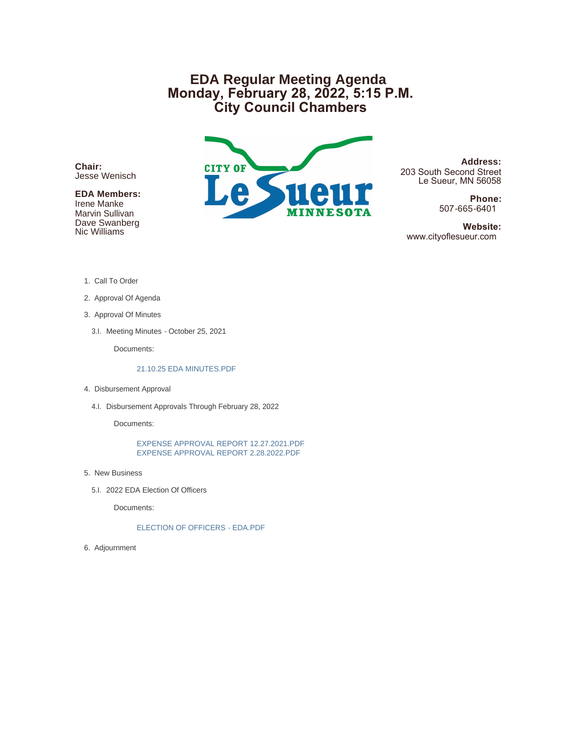# EDA Regular Meeting Agenda
# Monday, February 28, 2022, 5:15 P.M.
# City Council Chambers

**Chair:**
Jesse Wenisch

**EDA Members:**
Irene Manke
Marvin Sullivan
Dave Swanberg
Nic Williams

CITY OF
Le Sueur
MINNESOTA

**Address:**
203 South Second Street
Le Sueur, MN 56058

**Phone:**
507-665-6401

**Website:**
www.cityoflesueur.com

1. Call To Order

2. Approval Of Agenda

3. Approval Of Minutes

   3.I. Meeting Minutes - October 25, 2021

   Documents:

   21.10.25 EDA MINUTES.PDF

4. Disbursement Approval

   4.I. Disbursement Approvals Through February 28, 2022

   Documents:

   EXPENSE APPROVAL REPORT 12.27.2021.PDF
   EXPENSE APPROVAL REPORT 2.28.2022.PDF

5. New Business

   5.I. 2022 EDA Election Of Officers

   Documents:

   ELECTION OF OFFICERS - EDA.PDF

6. Adjournment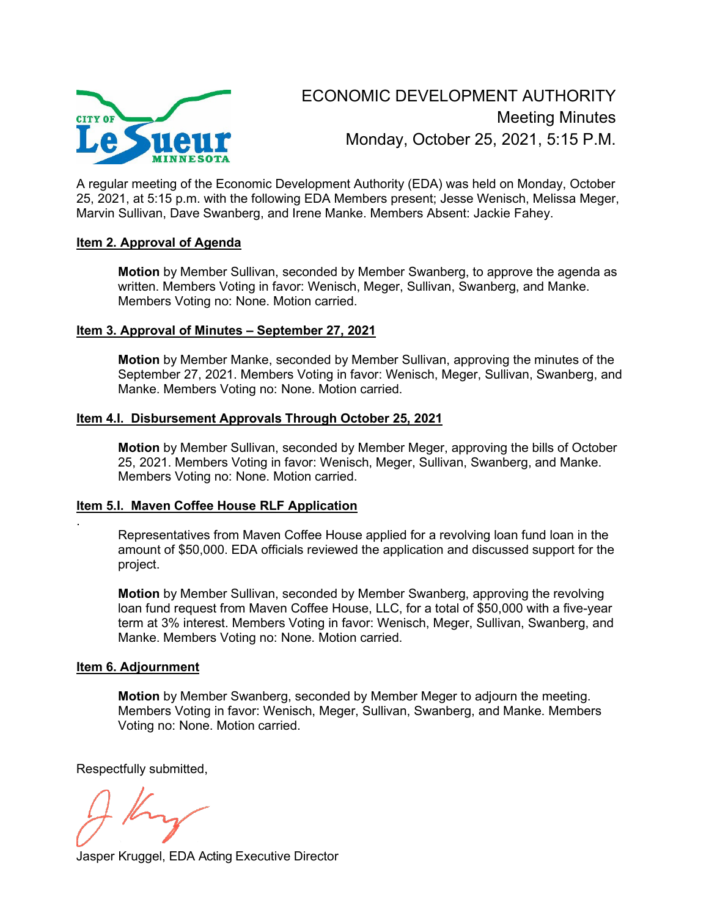# ECONOMIC DEVELOPMENT AUTHORITY
## Meeting Minutes
## Monday, October 25, 2021, 5:15 P.M.

A regular meeting of the Economic Development Authority (EDA) was held on Monday, October 25, 2021, at 5:15 p.m. with the following EDA Members present; Jesse Wenisch, Melissa Meger, Marvin Sullivan, Dave Swanberg, and Irene Manke. Members Absent: Jackie Fahey.

### Item 2. Approval of Agenda

**Motion** by Member Sullivan, seconded by Member Swanberg, to approve the agenda as written. Members Voting in favor: Wenisch, Meger, Sullivan, Swanberg, and Manke. Members Voting no: None. Motion carried.

### Item 3. Approval of Minutes – September 27, 2021

**Motion** by Member Manke, seconded by Member Sullivan, approving the minutes of the September 27, 2021. Members Voting in favor: Wenisch, Meger, Sullivan, Swanberg, and Manke. Members Voting no: None. Motion carried.

### Item 4.I. Disbursement Approvals Through October 25, 2021

**Motion** by Member Sullivan, seconded by Member Meger, approving the bills of October 25, 2021. Members Voting in favor: Wenisch, Meger, Sullivan, Swanberg, and Manke. Members Voting no: None. Motion carried.

### Item 5.I. Maven Coffee House RLF Application

Representatives from Maven Coffee House applied for a revolving loan fund loan in the amount of $50,000. EDA officials reviewed the application and discussed support for the project.

**Motion** by Member Sullivan, seconded by Member Swanberg, approving the revolving loan fund request from Maven Coffee House, LLC, for a total of $50,000 with a five-year term at 3% interest. Members Voting in favor: Wenisch, Meger, Sullivan, Swanberg, and Manke. Members Voting no: None. Motion carried.

### Item 6. Adjournment

**Motion** by Member Swanberg, seconded by Member Meger to adjourn the meeting. Members Voting in favor: Wenisch, Meger, Sullivan, Swanberg, and Manke. Members Voting no: None. Motion carried.

Respectfully submitted,

Jasper Kruggel, EDA Acting Executive Director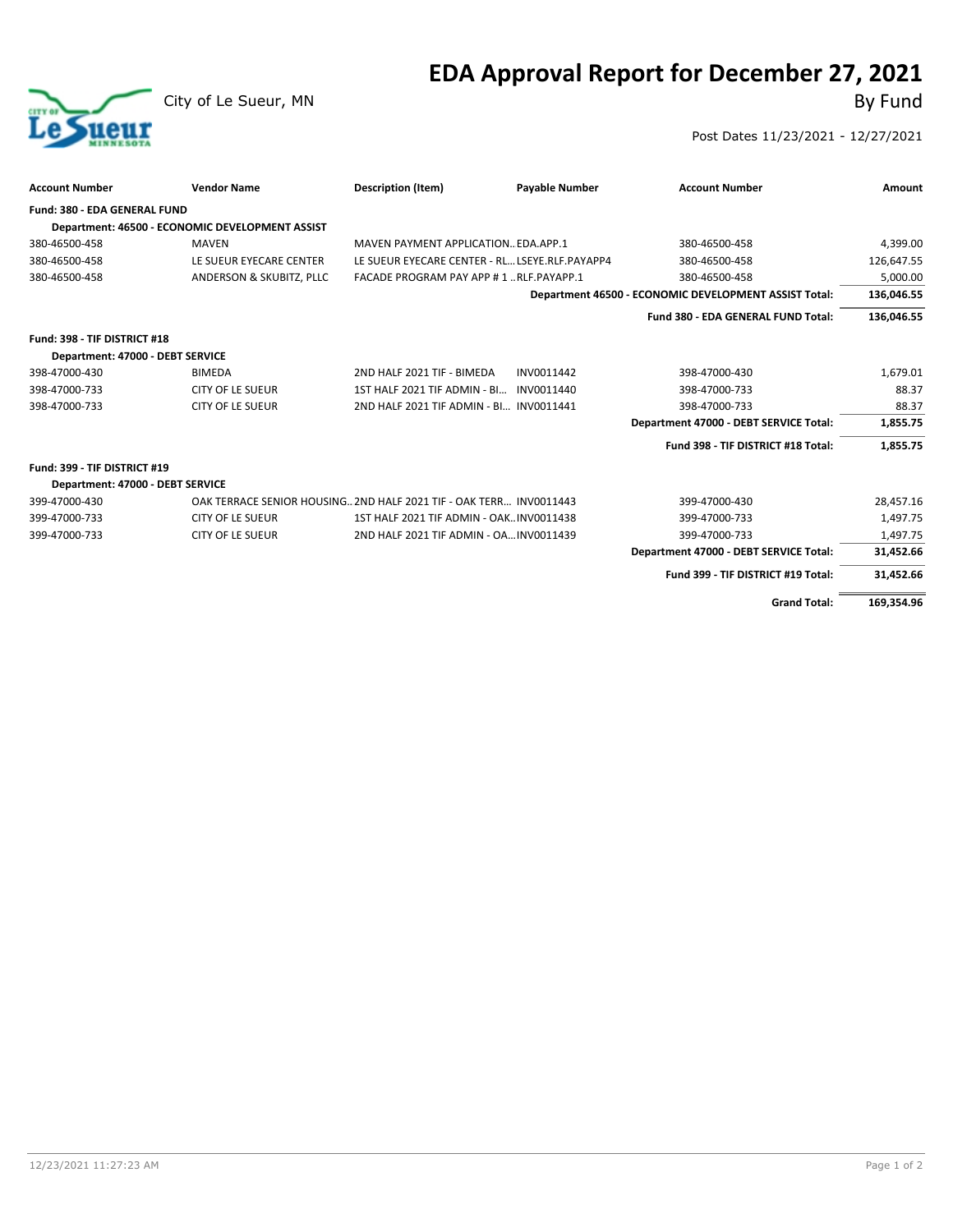# EDA Approval Report for December 27, 2021

City of Le Sueur, MN

By Fund

Post Dates 11/23/2021 - 12/27/2021

| Account Number | Vendor Name | Description (Item) | Payable Number | Account Number | Amount |
|---|---|---|---|---|---|
| **Fund: 380 - EDA GENERAL FUND** | | | | | |
| **Department: 46500 - ECONOMIC DEVELOPMENT ASSIST** | | | | | |
| 380-46500-458 | MAVEN | MAVEN PAYMENT APPLICATION.. | EDA.APP.1 | 380-46500-458 | 4,399.00 |
| 380-46500-458 | LE SUEUR EYECARE CENTER | LE SUEUR EYECARE CENTER - RL... | LSEYE.RLF.PAYAPP4 | 380-46500-458 | 126,647.55 |
| 380-46500-458 | ANDERSON & SKUBITZ, PLLC | FACADE PROGRAM PAY APP # 1 .. | RLF.PAYAPP.1 | 380-46500-458 | 5,000.00 |
| | | | | **Department 46500 - ECONOMIC DEVELOPMENT ASSIST Total:** | **136,046.55** |
| | | | | **Fund 380 - EDA GENERAL FUND Total:** | **136,046.55** |
| **Fund: 398 - TIF DISTRICT #18** | | | | | |
| **Department: 47000 - DEBT SERVICE** | | | | | |
| 398-47000-430 | BIMEDA | 2ND HALF 2021 TIF - BIMEDA | INV0011442 | 398-47000-430 | 1,679.01 |
| 398-47000-733 | CITY OF LE SUEUR | 1ST HALF 2021 TIF ADMIN - BI... | INV0011440 | 398-47000-733 | 88.37 |
| 398-47000-733 | CITY OF LE SUEUR | 2ND HALF 2021 TIF ADMIN - BI... | INV0011441 | 398-47000-733 | 88.37 |
| | | | | **Department 47000 - DEBT SERVICE Total:** | **1,855.75** |
| | | | | **Fund 398 - TIF DISTRICT #18 Total:** | **1,855.75** |
| **Fund: 399 - TIF DISTRICT #19** | | | | | |
| **Department: 47000 - DEBT SERVICE** | | | | | |
| 399-47000-430 | OAK TERRACE SENIOR HOUSING.. | 2ND HALF 2021 TIF - OAK TERR... | INV0011443 | 399-47000-430 | 28,457.16 |
| 399-47000-733 | CITY OF LE SUEUR | 1ST HALF 2021 TIF ADMIN - OAK.. | INV0011438 | 399-47000-733 | 1,497.75 |
| 399-47000-733 | CITY OF LE SUEUR | 2ND HALF 2021 TIF ADMIN - OA... | INV0011439 | 399-47000-733 | 1,497.75 |
| | | | | **Department 47000 - DEBT SERVICE Total:** | **31,452.66** |
| | | | | **Fund 399 - TIF DISTRICT #19 Total:** | **31,452.66** |
| | | | | **Grand Total:** | **169,354.96** |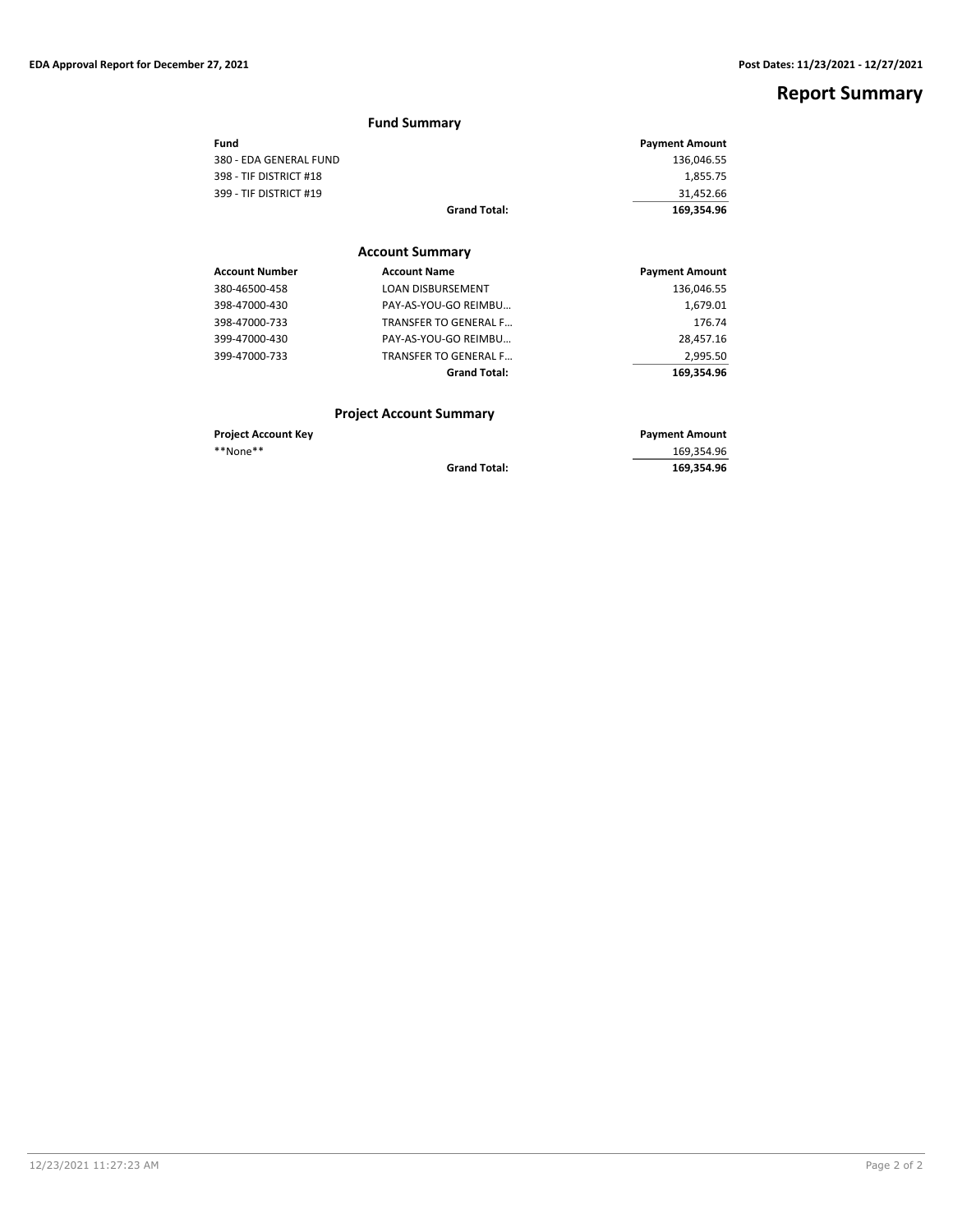EDA Approval Report for December 27, 2021 | Post Dates: 11/23/2021 - 12/27/2021

# Report Summary

## Fund Summary

| Fund | | Payment Amount |
|---|---|---|
| 380 - EDA GENERAL FUND | | 136,046.55 |
| 398 - TIF DISTRICT #18 | | 1,855.75 |
| 399 - TIF DISTRICT #19 | | 31,452.66 |
| | **Grand Total:** | **169,354.96** |

## Account Summary

| Account Number | Account Name | Payment Amount |
|---|---|---|
| 380-46500-458 | LOAN DISBURSEMENT | 136,046.55 |
| 398-47000-430 | PAY-AS-YOU-GO REIMBU... | 1,679.01 |
| 398-47000-733 | TRANSFER TO GENERAL F... | 176.74 |
| 399-47000-430 | PAY-AS-YOU-GO REIMBU... | 28,457.16 |
| 399-47000-733 | TRANSFER TO GENERAL F... | 2,995.50 |
| | **Grand Total:** | **169,354.96** |

## Project Account Summary

| Project Account Key | | Payment Amount |
|---|---|---|
| **None** | | 169,354.96 |
| | **Grand Total:** | **169,354.96** |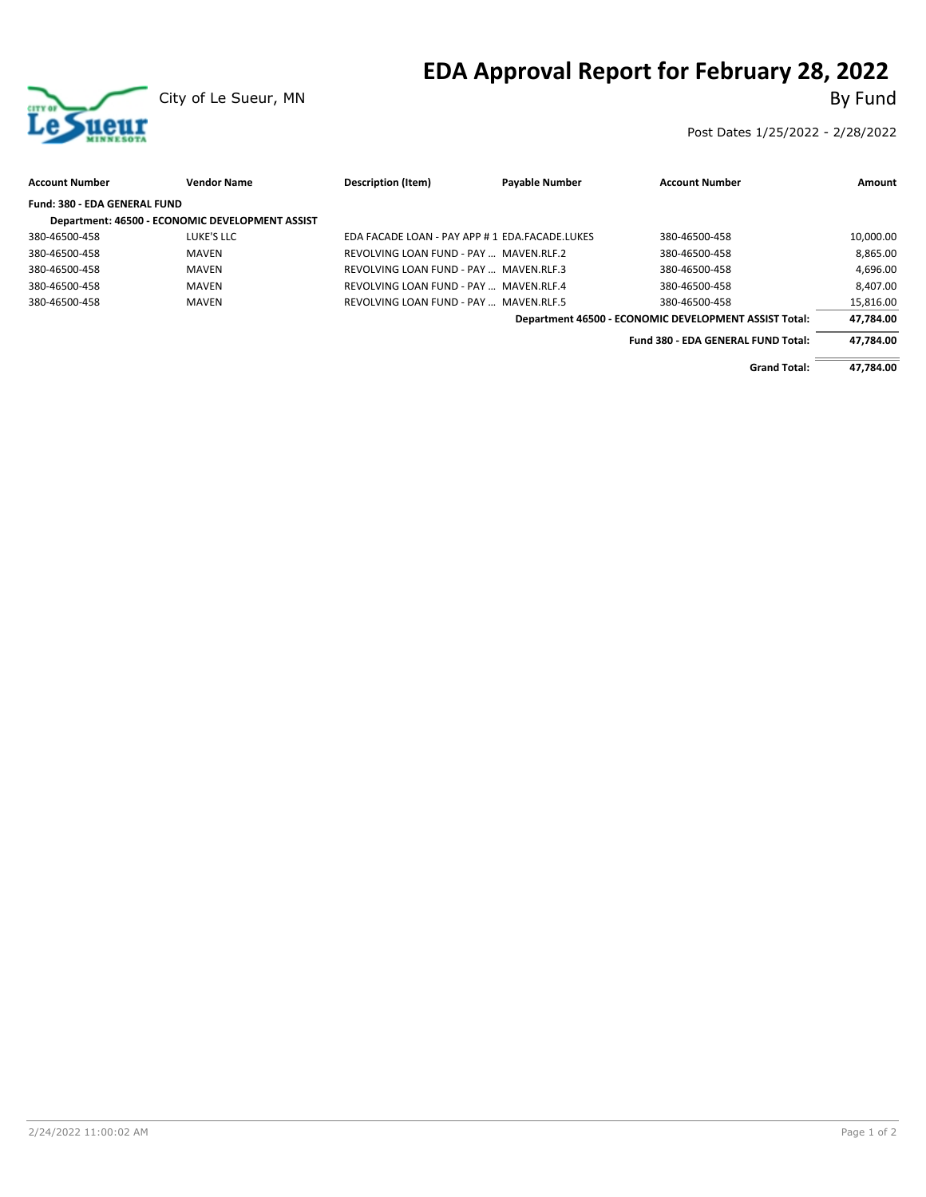# EDA Approval Report for February 28, 2022

City of Le Sueur, MN

By Fund

Post Dates 1/25/2022 - 2/28/2022

| Account Number | Vendor Name | Description (Item) | Payable Number | Account Number | Amount |
|---|---|---|---|---|---|
| **Fund: 380 - EDA GENERAL FUND** | | | | | |
| **Department: 46500 - ECONOMIC DEVELOPMENT ASSIST** | | | | | |
| 380-46500-458 | LUKE'S LLC | EDA FACADE LOAN - PAY APP # 1 | EDA.FACADE.LUKES | 380-46500-458 | 10,000.00 |
| 380-46500-458 | MAVEN | REVOLVING LOAN FUND - PAY … | MAVEN.RLF.2 | 380-46500-458 | 8,865.00 |
| 380-46500-458 | MAVEN | REVOLVING LOAN FUND - PAY … | MAVEN.RLF.3 | 380-46500-458 | 4,696.00 |
| 380-46500-458 | MAVEN | REVOLVING LOAN FUND - PAY … | MAVEN.RLF.4 | 380-46500-458 | 8,407.00 |
| 380-46500-458 | MAVEN | REVOLVING LOAN FUND - PAY … | MAVEN.RLF.5 | 380-46500-458 | 15,816.00 |
| | | | | **Department 46500 - ECONOMIC DEVELOPMENT ASSIST Total:** | **47,784.00** |
| | | | | **Fund 380 - EDA GENERAL FUND Total:** | **47,784.00** |
| | | | | **Grand Total:** | **47,784.00** |

2/24/2022 11:00:02 AM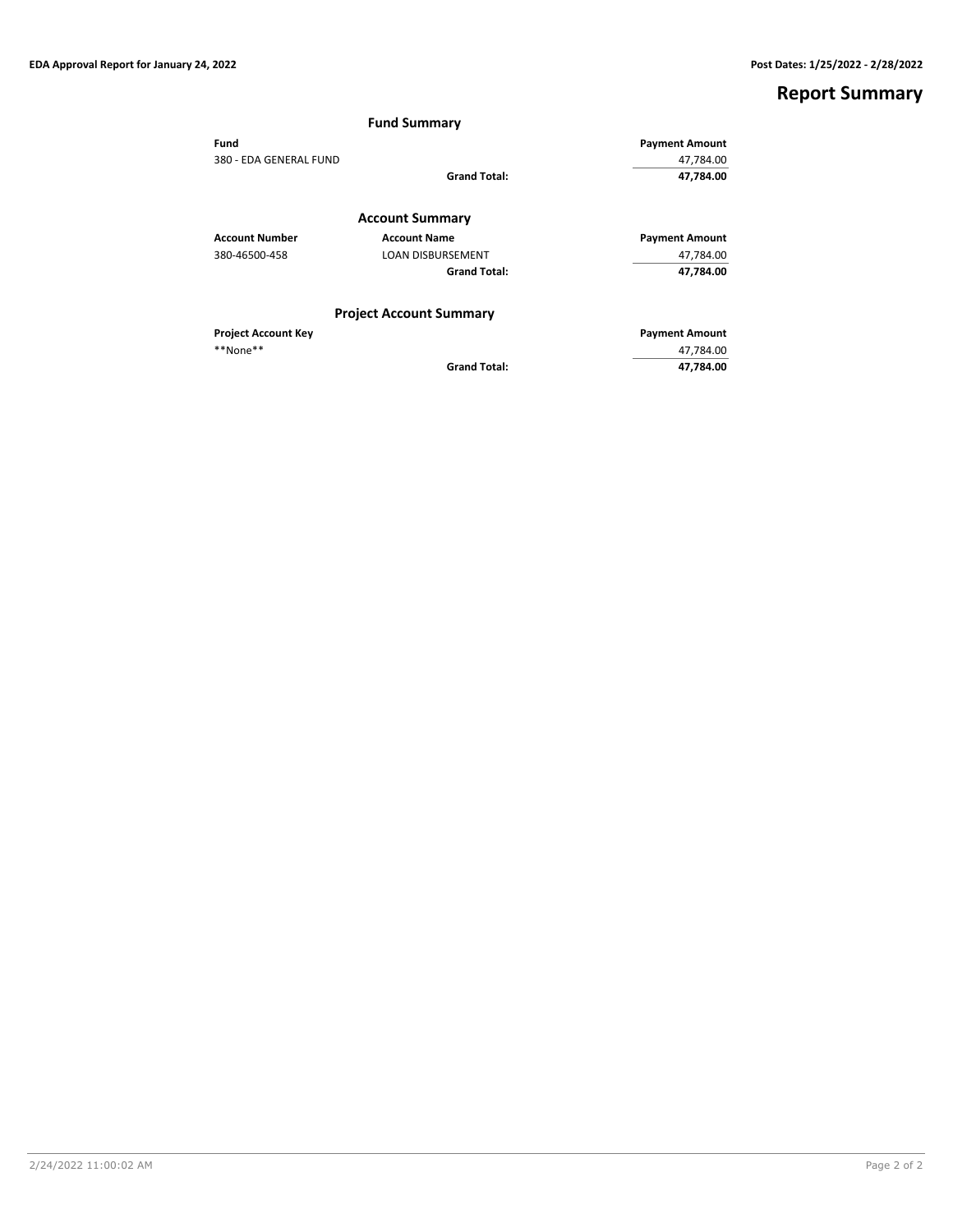# Report Summary

## Fund Summary

| Fund | | Payment Amount |
|---|---|---|
| 380 - EDA GENERAL FUND | | 47,784.00 |
| | **Grand Total:** | **47,784.00** |

## Account Summary

| Account Number | Account Name | Payment Amount |
|---|---|---|
| 380-46500-458 | LOAN DISBURSEMENT | 47,784.00 |
| | **Grand Total:** | **47,784.00** |

## Project Account Summary

| Project Account Key | | Payment Amount |
|---|---|---|
| **None** | | 47,784.00 |
| | **Grand Total:** | **47,784.00** |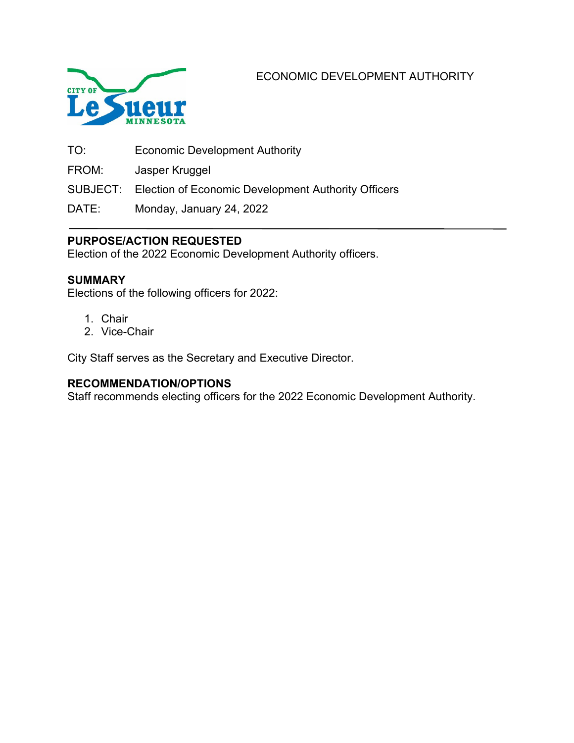ECONOMIC DEVELOPMENT AUTHORITY

TO: Economic Development Authority

FROM: Jasper Kruggel

SUBJECT: Election of Economic Development Authority Officers

DATE: Monday, January 24, 2022

---

**PURPOSE/ACTION REQUESTED**

Election of the 2022 Economic Development Authority officers.

**SUMMARY**

Elections of the following officers for 2022:

1. Chair
2. Vice-Chair

City Staff serves as the Secretary and Executive Director.

**RECOMMENDATION/OPTIONS**

Staff recommends electing officers for the 2022 Economic Development Authority.